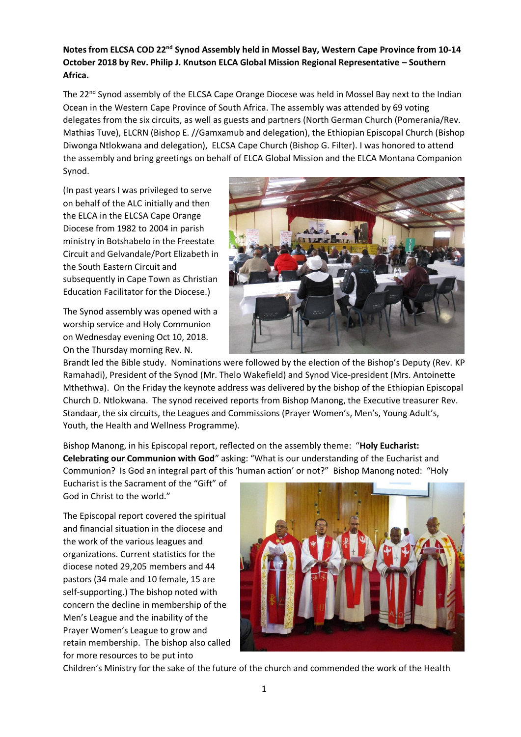**Notes from ELCSA COD 22nd Synod Assembly held in Mossel Bay, Western Cape Province from 10-14 October 2018 by Rev. Philip J. Knutson ELCA Global Mission Regional Representative – Southern Africa.**

The 22nd Synod assembly of the ELCSA Cape Orange Diocese was held in Mossel Bay next to the Indian Ocean in the Western Cape Province of South Africa. The assembly was attended by 69 voting delegates from the six circuits, as well as guests and partners (North German Church (Pomerania/Rev. Mathias Tuve), ELCRN (Bishop E. //Gamxamub and delegation), the Ethiopian Episcopal Church (Bishop Diwonga Ntlokwana and delegation), ELCSA Cape Church (Bishop G. Filter). I was honored to attend the assembly and bring greetings on behalf of ELCA Global Mission and the ELCA Montana Companion Synod.

(In past years I was privileged to serve on behalf of the ALC initially and then the ELCA in the ELCSA Cape Orange Diocese from 1982 to 2004 in parish ministry in Botshabelo in the Freestate Circuit and Gelvandale/Port Elizabeth in the South Eastern Circuit and subsequently in Cape Town as Christian Education Facilitator for the Diocese.)

The Synod assembly was opened with a worship service and Holy Communion on Wednesday evening Oct 10, 2018. On the Thursday morning Rev. N. Brandt led the Bible study. Nominations were followed by the election of the Bishop's Deputy (Rev. KP Ramahadi), President of the Synod (Mr. Thelo Wakefield) and Synod Vice-president (Mrs. Antoinette Mthethwa). On the Friday the keynote address was delivered by the bishop of the Ethiopian Episcopal Church D. Ntlokwana. The synod received reports from Bishop Manong, the Executive treasurer Rev. Standaar, the six circuits, the Leagues and Commissions (Prayer Women's, Men's, Young Adult's, Youth, the Health and Wellness Programme).

Bishop Manong, in his Episcopal report, reflected on the assembly theme: "**Holy Eucharist: Celebrating our Communion with God**" asking: "What is our understanding of the Eucharist and Communion? Is God an integral part of this 'human action' or not?" Bishop Manong noted: "Holy Eucharist is the Sacrament of the "Gift" of God in Christ to the world."

The Episcopal report covered the spiritual and financial situation in the diocese and the work of the various leagues and organizations. Current statistics for the diocese noted 29,205 members and 44 pastors (34 male and 10 female, 15 are self-supporting.) The bishop noted with concern the decline in membership of the Men's League and the inability of the Prayer Women's League to grow and retain membership. The bishop also called for more resources to be put into Children's Ministry for the sake of the future of the church and commended the work of the Health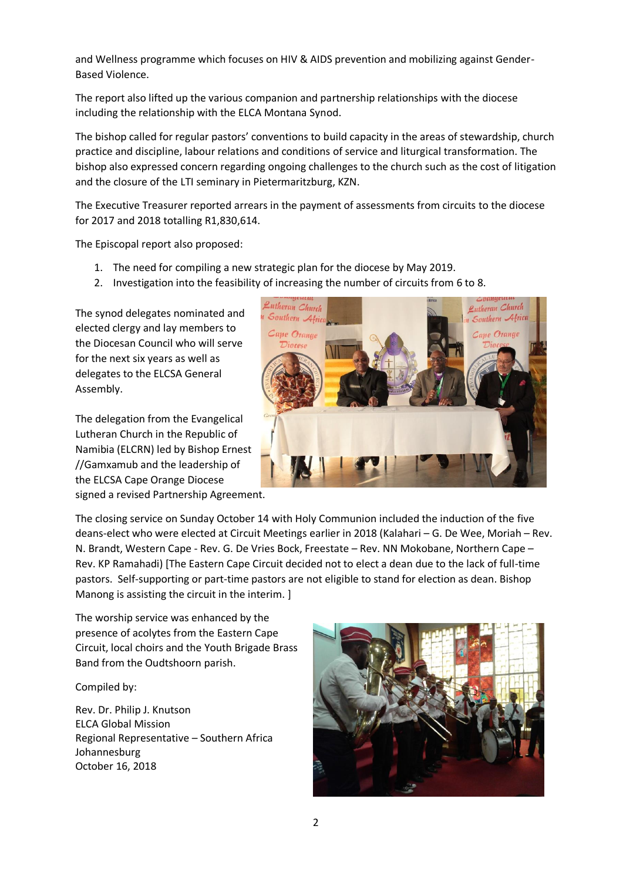and Wellness programme which focuses on HIV & AIDS prevention and mobilizing against Gender-Based Violence.

The report also lifted up the various companion and partnership relationships with the diocese including the relationship with the ELCA Montana Synod.

The bishop called for regular pastors' conventions to build capacity in the areas of stewardship, church practice and discipline, labour relations and conditions of service and liturgical transformation. The bishop also expressed concern regarding ongoing challenges to the church such as the cost of litigation and the closure of the LTI seminary in Pietermaritzburg, KZN.

The Executive Treasurer reported arrears in the payment of assessments from circuits to the diocese for 2017 and 2018 totalling R1,830,614.

The Episcopal report also proposed:

1. The need for compiling a new strategic plan for the diocese by May 2019.
2. Investigation into the feasibility of increasing the number of circuits from 6 to 8.

The synod delegates nominated and elected clergy and lay members to the Diocesan Council who will serve for the next six years as well as delegates to the ELCSA General Assembly.

The delegation from the Evangelical Lutheran Church in the Republic of Namibia (ELCRN) led by Bishop Ernest //Gamxamub and the leadership of the ELCSA Cape Orange Diocese signed a revised Partnership Agreement.

The closing service on Sunday October 14 with Holy Communion included the induction of the five deans-elect who were elected at Circuit Meetings earlier in 2018 (Kalahari – G. De Wee, Moriah – Rev. N. Brandt, Western Cape - Rev. G. De Vries Bock, Freestate – Rev. NN Mokobane, Northern Cape – Rev. KP Ramahadi) [The Eastern Cape Circuit decided not to elect a dean due to the lack of full-time pastors. Self-supporting or part-time pastors are not eligible to stand for election as dean. Bishop Manong is assisting the circuit in the interim. ]

The worship service was enhanced by the presence of acolytes from the Eastern Cape Circuit, local choirs and the Youth Brigade Brass Band from the Oudtshoorn parish.

Compiled by:

Rev. Dr. Philip J. Knutson  
ELCA Global Mission  
Regional Representative – Southern Africa  
Johannesburg  
October 16, 2018